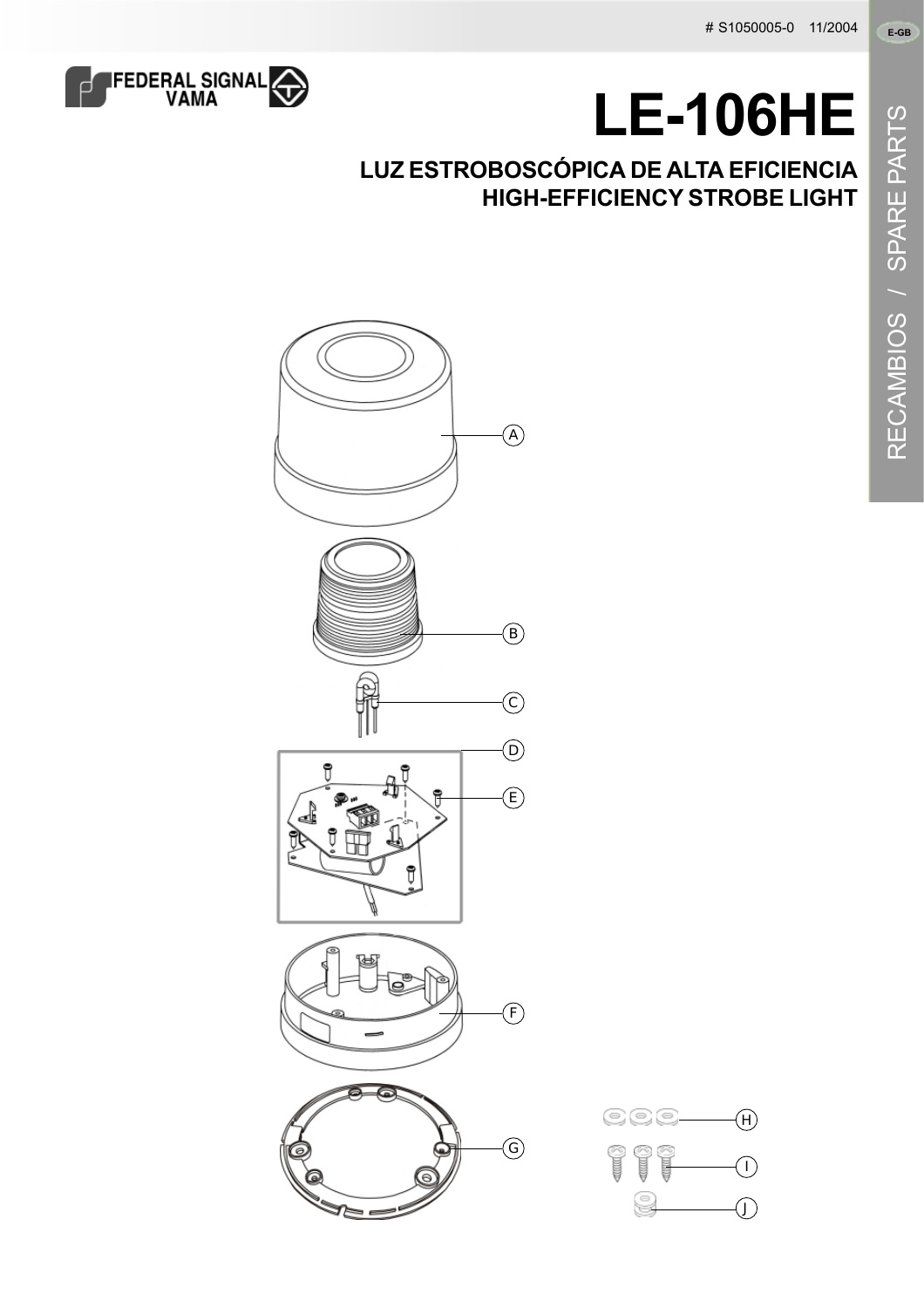# S1050005-0 11/2004

E-GB

FEDERAL SIGNAL VAMA

# LE-106HE

## LUZ ESTROBOSCÓPICA DE ALTA EFICIENCIA
## HIGH-EFFICIENCY STROBE LIGHT

RECAMBIOS / SPARE PARTS

A

B

C

D

E

F

G

H

I

J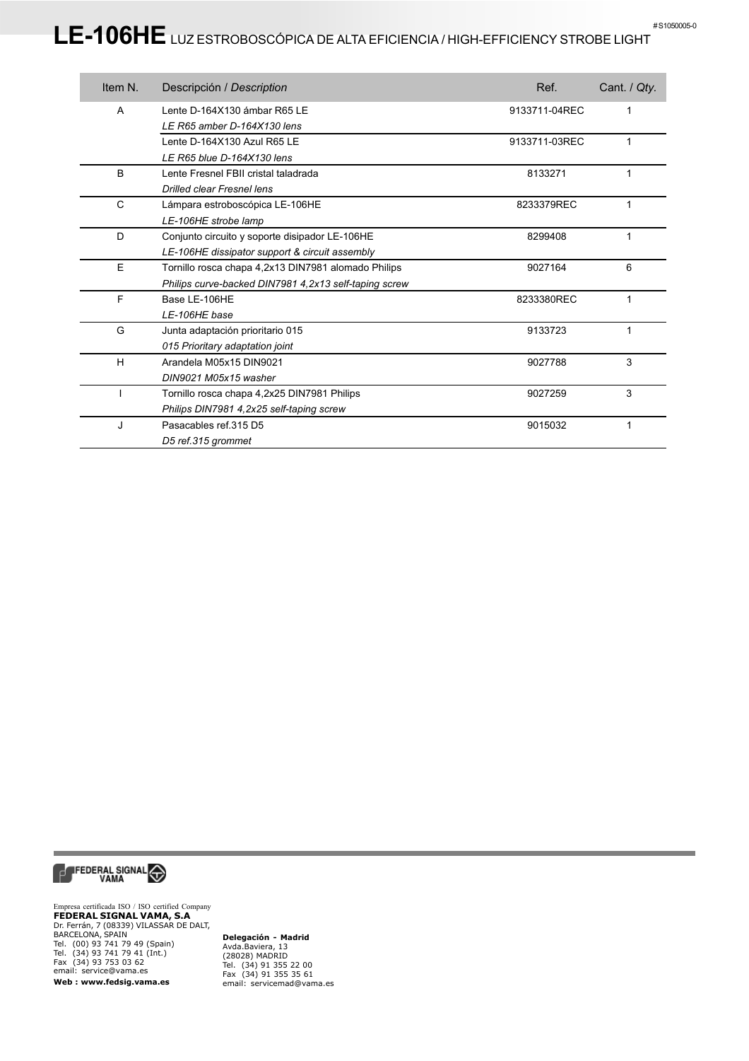# LE-106HE LUZ ESTROBOSCÓPICA DE ALTA EFICIENCIA / HIGH-EFFICIENCY STROBE LIGHT

#S1050005-0

| Item N. | Descripción / *Description* | Ref. | Cant. / *Qty.* |
|---|---|---|---|
| A | Lente D-164X130 ámbar R65 LE<br>*LE R65 amber D-164X130 lens* | 9133711-04REC | 1 |
| | Lente D-164X130 Azul R65 LE<br>*LE R65 blue D-164X130 lens* | 9133711-03REC | 1 |
| B | Lente Fresnel FBII cristal taladrada<br>*Drilled clear Fresnel lens* | 8133271 | 1 |
| C | Lámpara estroboscópica LE-106HE<br>*LE-106HE strobe lamp* | 8233379REC | 1 |
| D | Conjunto circuito y soporte disipador LE-106HE<br>*LE-106HE dissipator support & circuit assembly* | 8299408 | 1 |
| E | Tornillo rosca chapa 4,2x13 DIN7981 alomado Philips<br>*Philips curve-backed DIN7981 4,2x13 self-taping screw* | 9027164 | 6 |
| F | Base LE-106HE<br>*LE-106HE base* | 8233380REC | 1 |
| G | Junta adaptación prioritario 015<br>*015 Prioritary adaptation joint* | 9133723 | 1 |
| H | Arandela M05x15 DIN9021<br>*DIN9021 M05x15 washer* | 9027788 | 3 |
| I | Tornillo rosca chapa 4,2x25 DIN7981 Philips<br>*Philips DIN7981 4,2x25 self-taping screw* | 9027259 | 3 |
| J | Pasacables ref.315 D5<br>*D5 ref.315 grommet* | 9015032 | 1 |

FEDERAL SIGNAL VAMA

Empresa certificada ISO / ISO certified Company
**FEDERAL SIGNAL VAMA, S.A**
Dr. Ferrán, 7 (08339) VILASSAR DE DALT,
BARCELONA, SPAIN
Tel. (00) 93 741 79 49 (Spain)
Tel. (34) 93 741 79 41 (Int.)
Fax (34) 93 753 03 62
email: service@vama.es
**Web : www.fedsig.vama.es**

**Delegación - Madrid**
Avda.Baviera, 13
(28028) MADRID
Tel. (34) 91 355 22 00
Fax (34) 91 355 35 61
email: servicemad@vama.es